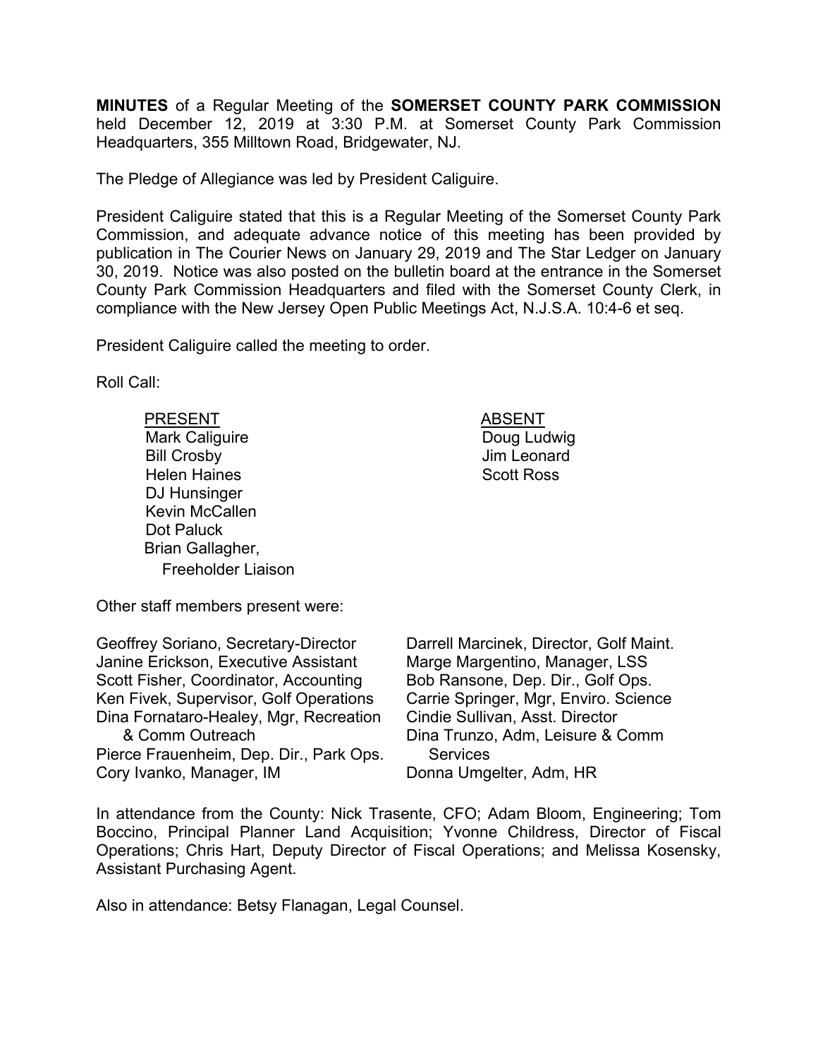**MINUTES** of a Regular Meeting of the **SOMERSET COUNTY PARK COMMISSION** held December 12, 2019 at 3:30 P.M. at Somerset County Park Commission Headquarters, 355 Milltown Road, Bridgewater, NJ.

The Pledge of Allegiance was led by President Caliguire.

President Caliguire stated that this is a Regular Meeting of the Somerset County Park Commission, and adequate advance notice of this meeting has been provided by publication in The Courier News on January 29, 2019 and The Star Ledger on January 30, 2019. Notice was also posted on the bulletin board at the entrance in the Somerset County Park Commission Headquarters and filed with the Somerset County Clerk, in compliance with the New Jersey Open Public Meetings Act, N.J.S.A. 10:4-6 et seq.

President Caliguire called the meeting to order.

Roll Call:

| PRESENT | ABSENT |
|---|---|
| Mark Caliguire | Doug Ludwig |
| Bill Crosby | Jim Leonard |
| Helen Haines | Scott Ross |
| DJ Hunsinger | |
| Kevin McCallen | |
| Dot Paluck | |
| Brian Gallagher, Freeholder Liaison | |

Other staff members present were:

Geoffrey Soriano, Secretary-Director
Janine Erickson, Executive Assistant
Scott Fisher, Coordinator, Accounting
Ken Fivek, Supervisor, Golf Operations
Dina Fornataro-Healey, Mgr, Recreation & Comm Outreach
Pierce Frauenheim, Dep. Dir., Park Ops.
Cory Ivanko, Manager, IM
Darrell Marcinek, Director, Golf Maint.
Marge Margentino, Manager, LSS
Bob Ransone, Dep. Dir., Golf Ops.
Carrie Springer, Mgr, Enviro. Science
Cindie Sullivan, Asst. Director
Dina Trunzo, Adm, Leisure & Comm Services
Donna Umgelter, Adm, HR

In attendance from the County: Nick Trasente, CFO; Adam Bloom, Engineering; Tom Boccino, Principal Planner Land Acquisition; Yvonne Childress, Director of Fiscal Operations; Chris Hart, Deputy Director of Fiscal Operations; and Melissa Kosensky, Assistant Purchasing Agent.

Also in attendance: Betsy Flanagan, Legal Counsel.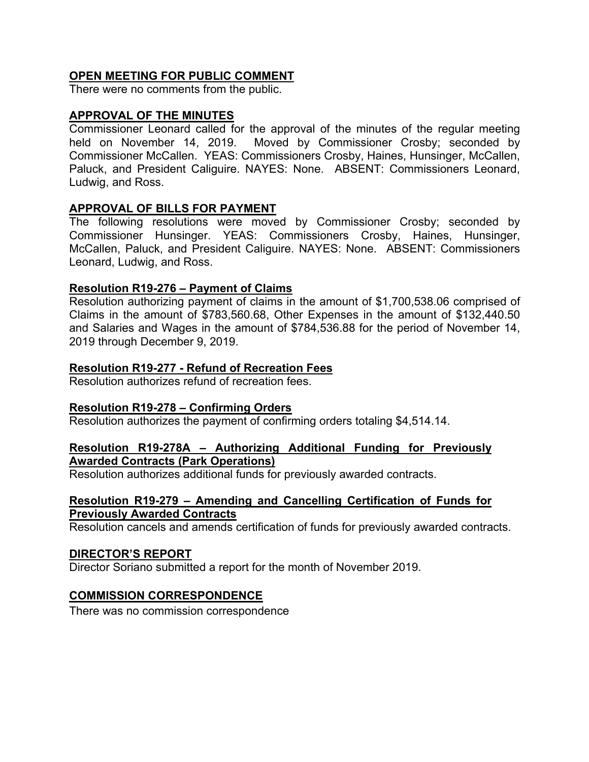## OPEN MEETING FOR PUBLIC COMMENT

There were no comments from the public.

## APPROVAL OF THE MINUTES

Commissioner Leonard called for the approval of the minutes of the regular meeting held on November 14, 2019. Moved by Commissioner Crosby; seconded by Commissioner McCallen. YEAS: Commissioners Crosby, Haines, Hunsinger, McCallen, Paluck, and President Caliguire. NAYES: None. ABSENT: Commissioners Leonard, Ludwig, and Ross.

## APPROVAL OF BILLS FOR PAYMENT

The following resolutions were moved by Commissioner Crosby; seconded by Commissioner Hunsinger. YEAS: Commissioners Crosby, Haines, Hunsinger, McCallen, Paluck, and President Caliguire. NAYES: None. ABSENT: Commissioners Leonard, Ludwig, and Ross.

### Resolution R19-276 – Payment of Claims

Resolution authorizing payment of claims in the amount of $1,700,538.06 comprised of Claims in the amount of $783,560.68, Other Expenses in the amount of $132,440.50 and Salaries and Wages in the amount of $784,536.88 for the period of November 14, 2019 through December 9, 2019.

### Resolution R19-277 - Refund of Recreation Fees

Resolution authorizes refund of recreation fees.

### Resolution R19-278 – Confirming Orders

Resolution authorizes the payment of confirming orders totaling $4,514.14.

### Resolution R19-278A – Authorizing Additional Funding for Previously Awarded Contracts (Park Operations)

Resolution authorizes additional funds for previously awarded contracts.

### Resolution R19-279 – Amending and Cancelling Certification of Funds for Previously Awarded Contracts

Resolution cancels and amends certification of funds for previously awarded contracts.

## DIRECTOR'S REPORT

Director Soriano submitted a report for the month of November 2019.

## COMMISSION CORRESPONDENCE

There was no commission correspondence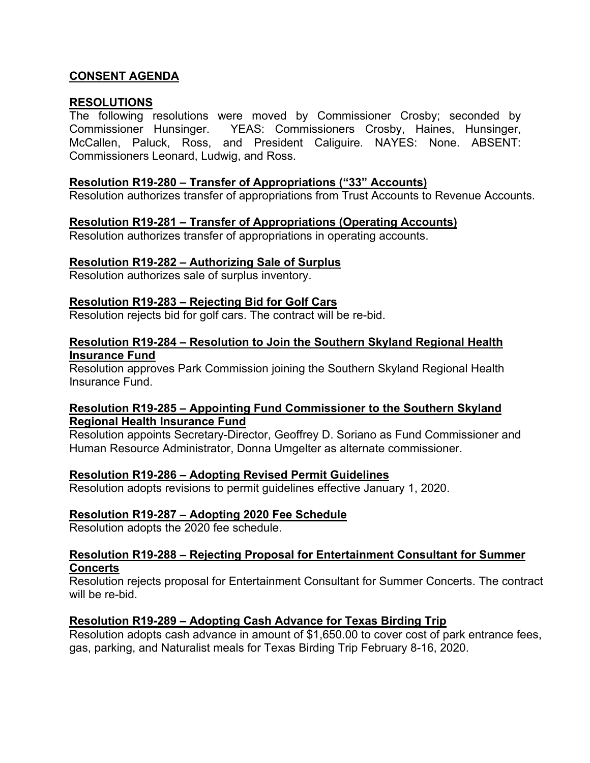## CONSENT AGENDA

### RESOLUTIONS

The following resolutions were moved by Commissioner Crosby; seconded by Commissioner Hunsinger. YEAS: Commissioners Crosby, Haines, Hunsinger, McCallen, Paluck, Ross, and President Caliguire. NAYES: None. ABSENT: Commissioners Leonard, Ludwig, and Ross.

**Resolution R19-280 – Transfer of Appropriations ("33" Accounts)**
Resolution authorizes transfer of appropriations from Trust Accounts to Revenue Accounts.

**Resolution R19-281 – Transfer of Appropriations (Operating Accounts)**
Resolution authorizes transfer of appropriations in operating accounts.

**Resolution R19-282 – Authorizing Sale of Surplus**
Resolution authorizes sale of surplus inventory.

**Resolution R19-283 – Rejecting Bid for Golf Cars**
Resolution rejects bid for golf cars. The contract will be re-bid.

**Resolution R19-284 – Resolution to Join the Southern Skyland Regional Health Insurance Fund**
Resolution approves Park Commission joining the Southern Skyland Regional Health Insurance Fund.

**Resolution R19-285 – Appointing Fund Commissioner to the Southern Skyland Regional Health Insurance Fund**
Resolution appoints Secretary-Director, Geoffrey D. Soriano as Fund Commissioner and Human Resource Administrator, Donna Umgelter as alternate commissioner.

**Resolution R19-286 – Adopting Revised Permit Guidelines**
Resolution adopts revisions to permit guidelines effective January 1, 2020.

**Resolution R19-287 – Adopting 2020 Fee Schedule**
Resolution adopts the 2020 fee schedule.

**Resolution R19-288 – Rejecting Proposal for Entertainment Consultant for Summer Concerts**
Resolution rejects proposal for Entertainment Consultant for Summer Concerts. The contract will be re-bid.

**Resolution R19-289 – Adopting Cash Advance for Texas Birding Trip**
Resolution adopts cash advance in amount of $1,650.00 to cover cost of park entrance fees, gas, parking, and Naturalist meals for Texas Birding Trip February 8-16, 2020.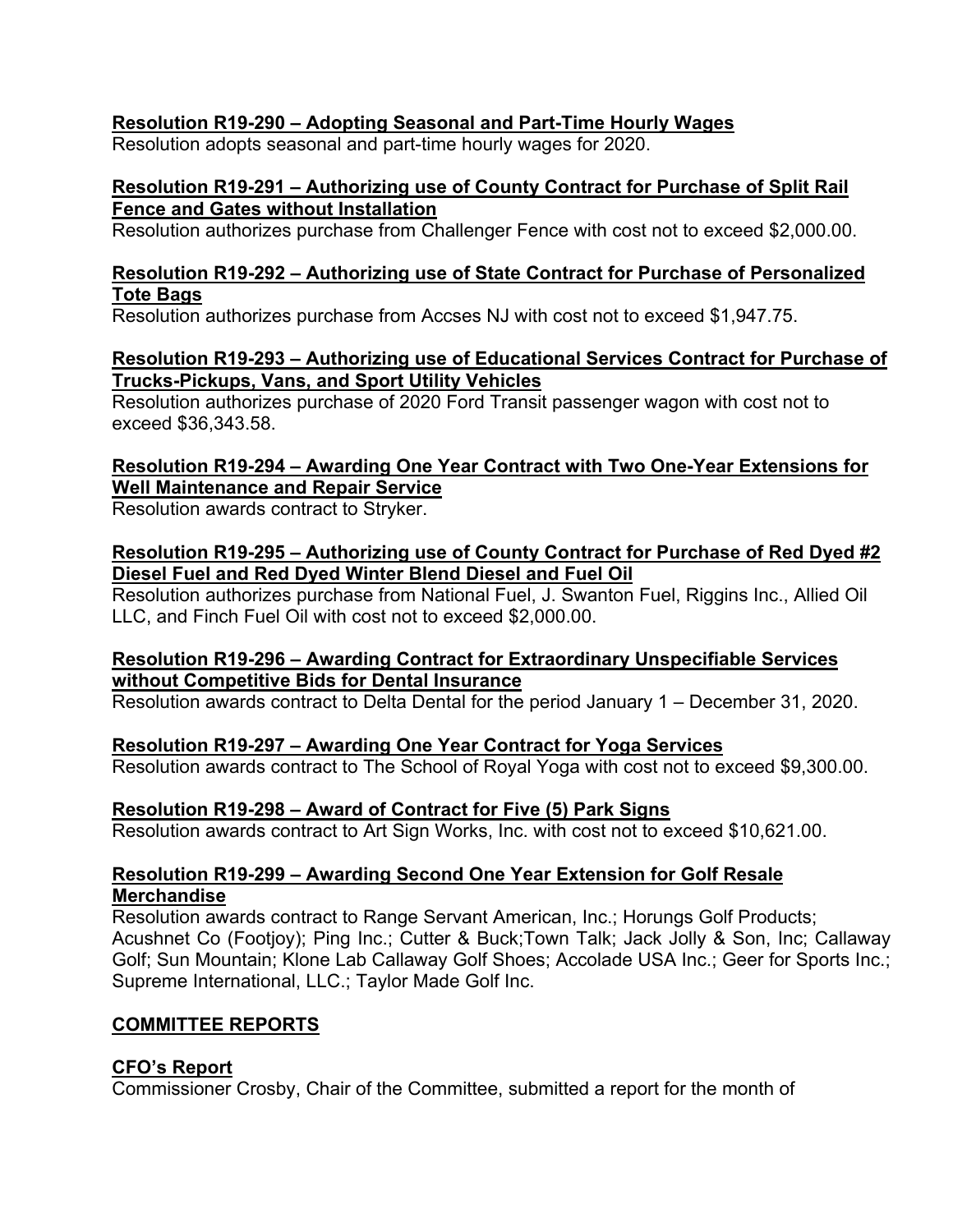**Resolution R19-290 – Adopting Seasonal and Part-Time Hourly Wages**
Resolution adopts seasonal and part-time hourly wages for 2020.

**Resolution R19-291 – Authorizing use of County Contract for Purchase of Split Rail Fence and Gates without Installation**
Resolution authorizes purchase from Challenger Fence with cost not to exceed $2,000.00.

**Resolution R19-292 – Authorizing use of State Contract for Purchase of Personalized Tote Bags**
Resolution authorizes purchase from Accses NJ with cost not to exceed $1,947.75.

**Resolution R19-293 – Authorizing use of Educational Services Contract for Purchase of Trucks-Pickups, Vans, and Sport Utility Vehicles**
Resolution authorizes purchase of 2020 Ford Transit passenger wagon with cost not to exceed $36,343.58.

**Resolution R19-294 – Awarding One Year Contract with Two One-Year Extensions for Well Maintenance and Repair Service**
Resolution awards contract to Stryker.

**Resolution R19-295 – Authorizing use of County Contract for Purchase of Red Dyed #2 Diesel Fuel and Red Dyed Winter Blend Diesel and Fuel Oil**
Resolution authorizes purchase from National Fuel, J. Swanton Fuel, Riggins Inc., Allied Oil LLC, and Finch Fuel Oil with cost not to exceed $2,000.00.

**Resolution R19-296 – Awarding Contract for Extraordinary Unspecifiable Services without Competitive Bids for Dental Insurance**
Resolution awards contract to Delta Dental for the period January 1 – December 31, 2020.

**Resolution R19-297 – Awarding One Year Contract for Yoga Services**
Resolution awards contract to The School of Royal Yoga with cost not to exceed $9,300.00.

**Resolution R19-298 – Award of Contract for Five (5) Park Signs**
Resolution awards contract to Art Sign Works, Inc. with cost not to exceed $10,621.00.

**Resolution R19-299 – Awarding Second One Year Extension for Golf Resale Merchandise**
Resolution awards contract to Range Servant American, Inc.; Horungs Golf Products; Acushnet Co (Footjoy); Ping Inc.; Cutter & Buck;Town Talk; Jack Jolly & Son, Inc; Callaway Golf; Sun Mountain; Klone Lab Callaway Golf Shoes; Accolade USA Inc.; Geer for Sports Inc.; Supreme International, LLC.; Taylor Made Golf Inc.

**COMMITTEE REPORTS**

**CFO's Report**
Commissioner Crosby, Chair of the Committee, submitted a report for the month of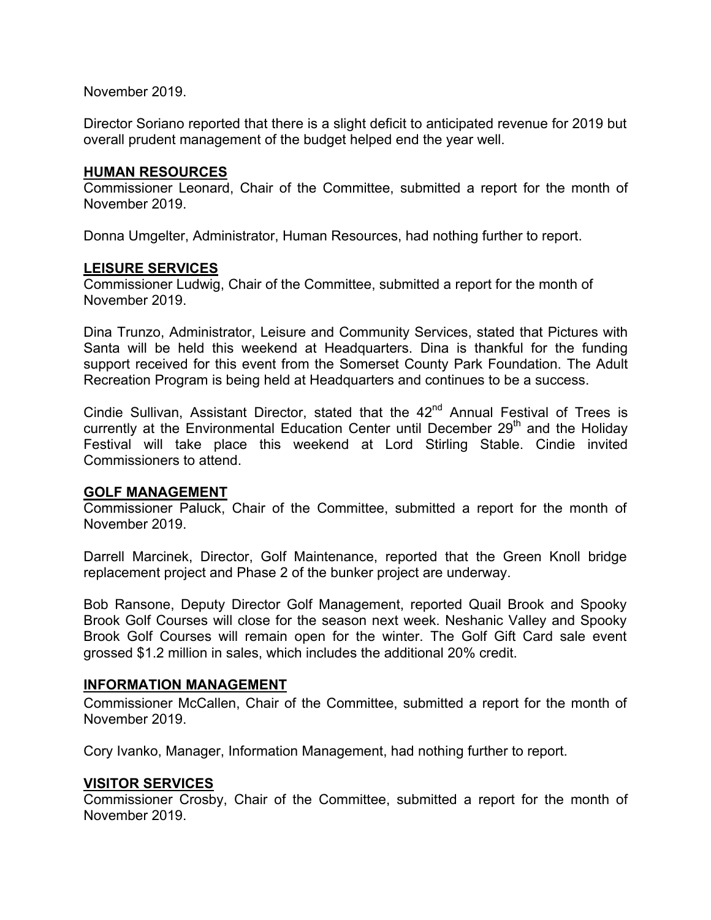November 2019.

Director Soriano reported that there is a slight deficit to anticipated revenue for 2019 but overall prudent management of the budget helped end the year well.

## HUMAN RESOURCES

Commissioner Leonard, Chair of the Committee, submitted a report for the month of November 2019.

Donna Umgelter, Administrator, Human Resources, had nothing further to report.

## LEISURE SERVICES

Commissioner Ludwig, Chair of the Committee, submitted a report for the month of November 2019.

Dina Trunzo, Administrator, Leisure and Community Services, stated that Pictures with Santa will be held this weekend at Headquarters. Dina is thankful for the funding support received for this event from the Somerset County Park Foundation. The Adult Recreation Program is being held at Headquarters and continues to be a success.

Cindie Sullivan, Assistant Director, stated that the 42nd Annual Festival of Trees is currently at the Environmental Education Center until December 29th and the Holiday Festival will take place this weekend at Lord Stirling Stable. Cindie invited Commissioners to attend.

## GOLF MANAGEMENT

Commissioner Paluck, Chair of the Committee, submitted a report for the month of November 2019.

Darrell Marcinek, Director, Golf Maintenance, reported that the Green Knoll bridge replacement project and Phase 2 of the bunker project are underway.

Bob Ransone, Deputy Director Golf Management, reported Quail Brook and Spooky Brook Golf Courses will close for the season next week. Neshanic Valley and Spooky Brook Golf Courses will remain open for the winter. The Golf Gift Card sale event grossed $1.2 million in sales, which includes the additional 20% credit.

## INFORMATION MANAGEMENT

Commissioner McCallen, Chair of the Committee, submitted a report for the month of November 2019.

Cory Ivanko, Manager, Information Management, had nothing further to report.

## VISITOR SERVICES

Commissioner Crosby, Chair of the Committee, submitted a report for the month of November 2019.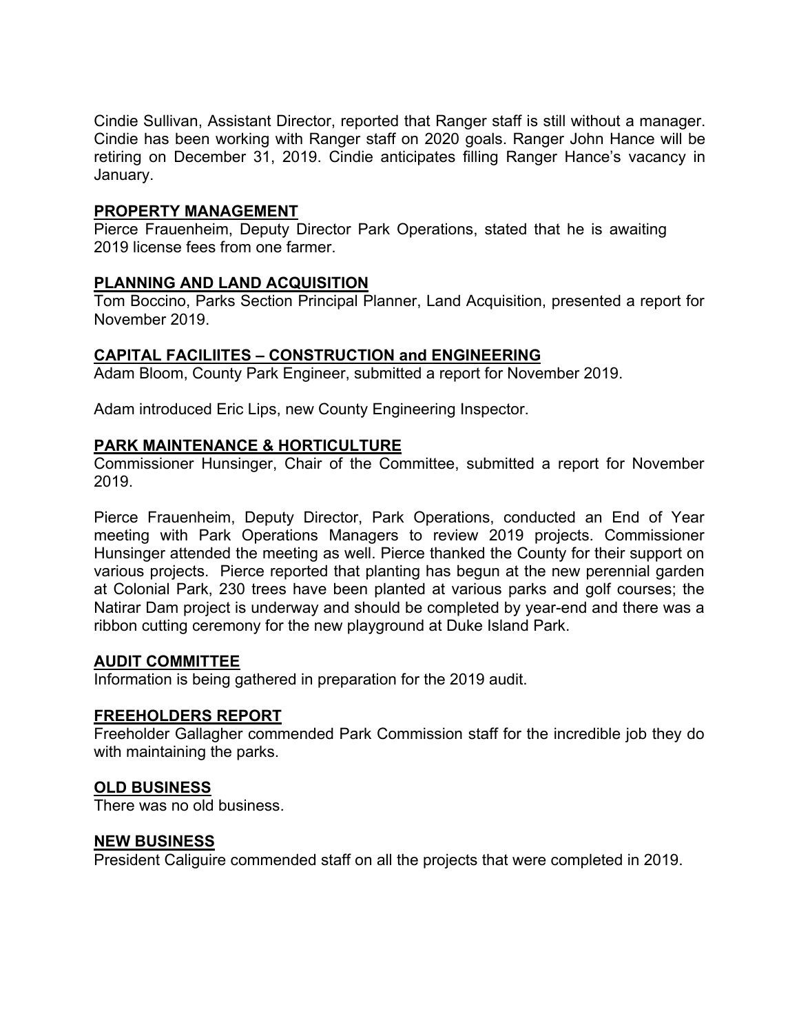Cindie Sullivan, Assistant Director, reported that Ranger staff is still without a manager. Cindie has been working with Ranger staff on 2020 goals. Ranger John Hance will be retiring on December 31, 2019. Cindie anticipates filling Ranger Hance's vacancy in January.

## PROPERTY MANAGEMENT

Pierce Frauenheim, Deputy Director Park Operations, stated that he is awaiting 2019 license fees from one farmer.

## PLANNING AND LAND ACQUISITION

Tom Boccino, Parks Section Principal Planner, Land Acquisition, presented a report for November 2019.

## CAPITAL FACILIITES – CONSTRUCTION and ENGINEERING

Adam Bloom, County Park Engineer, submitted a report for November 2019.

Adam introduced Eric Lips, new County Engineering Inspector.

## PARK MAINTENANCE & HORTICULTURE

Commissioner Hunsinger, Chair of the Committee, submitted a report for November 2019.

Pierce Frauenheim, Deputy Director, Park Operations, conducted an End of Year meeting with Park Operations Managers to review 2019 projects. Commissioner Hunsinger attended the meeting as well. Pierce thanked the County for their support on various projects. Pierce reported that planting has begun at the new perennial garden at Colonial Park, 230 trees have been planted at various parks and golf courses; the Natirar Dam project is underway and should be completed by year-end and there was a ribbon cutting ceremony for the new playground at Duke Island Park.

## AUDIT COMMITTEE

Information is being gathered in preparation for the 2019 audit.

## FREEHOLDERS REPORT

Freeholder Gallagher commended Park Commission staff for the incredible job they do with maintaining the parks.

## OLD BUSINESS

There was no old business.

## NEW BUSINESS

President Caliguire commended staff on all the projects that were completed in 2019.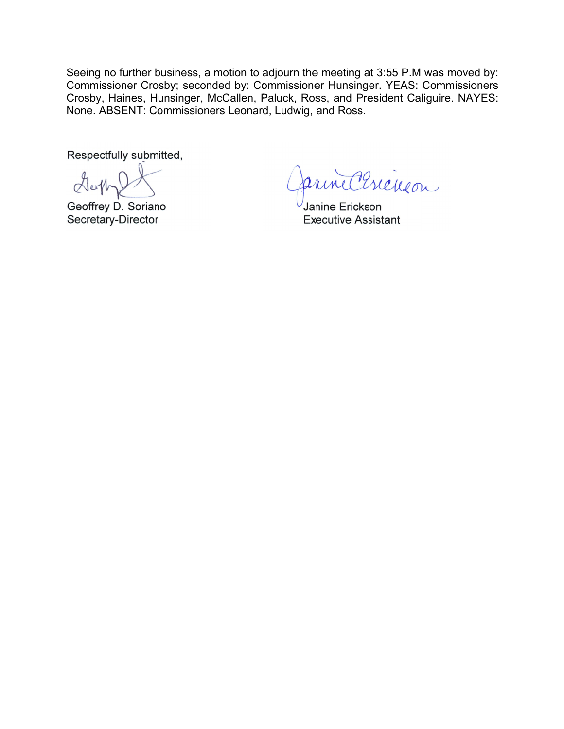Seeing no further business, a motion to adjourn the meeting at 3:55 P.M was moved by: Commissioner Crosby; seconded by: Commissioner Hunsinger. YEAS: Commissioners Crosby, Haines, Hunsinger, McCallen, Paluck, Ross, and President Caliguire. NAYES: None. ABSENT: Commissioners Leonard, Ludwig, and Ross.

Respectfully submitted,

Geoffrey D. Soriano
Secretary-Director

Janine Erickson
Executive Assistant